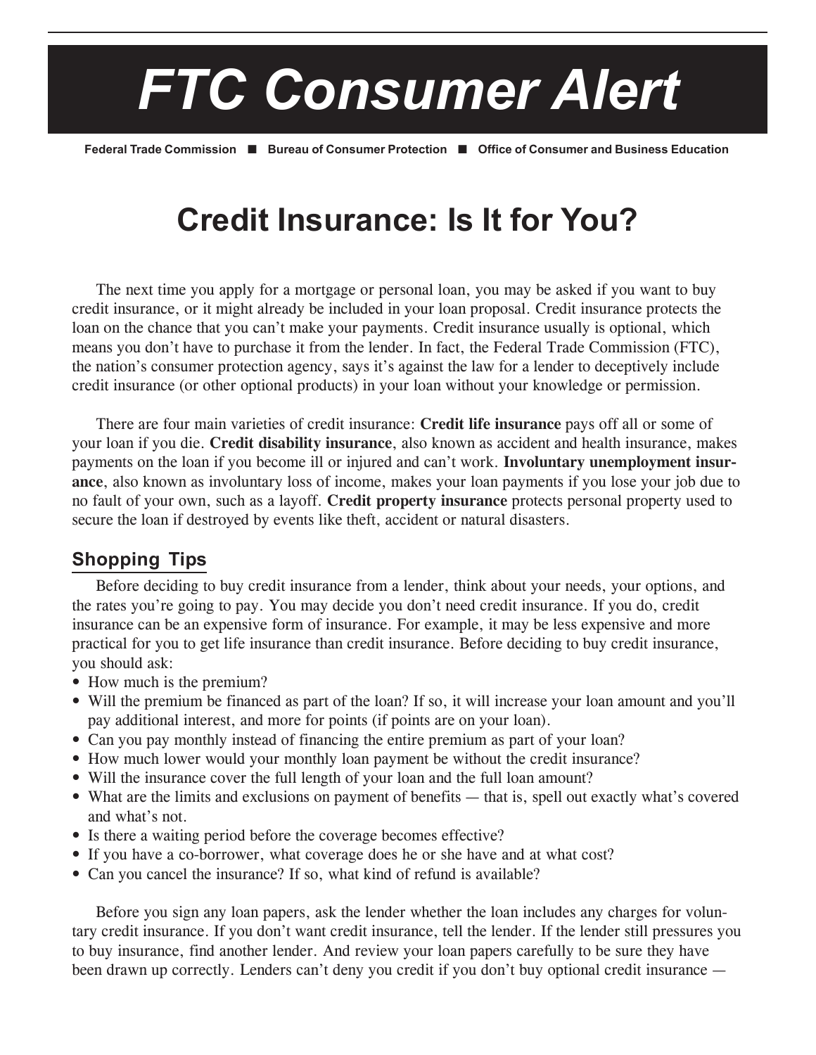# FTC Consumer Alert

**Federal Trade Commission ■ Bureau of Consumer Protection ■ Office of Consumer and Business Education**

## Credit Insurance: Is It for You?

The next time you apply for a mortgage or personal loan, you may be asked if you want to buy credit insurance, or it might already be included in your loan proposal. Credit insurance protects the loan on the chance that you can't make your payments. Credit insurance usually is optional, which means you don't have to purchase it from the lender. In fact, the Federal Trade Commission (FTC), the nation's consumer protection agency, says it's against the law for a lender to deceptively include credit insurance (or other optional products) in your loan without your knowledge or permission.

There are four main varieties of credit insurance: **Credit life insurance** pays off all or some of your loan if you die. **Credit disability insurance**, also known as accident and health insurance, makes payments on the loan if you become ill or injured and can't work. **Involuntary unemployment insurance**, also known as involuntary loss of income, makes your loan payments if you lose your job due to no fault of your own, such as a layoff. **Credit property insurance** protects personal property used to secure the loan if destroyed by events like theft, accident or natural disasters.

### Shopping Tips

Before deciding to buy credit insurance from a lender, think about your needs, your options, and the rates you're going to pay. You may decide you don't need credit insurance. If you do, credit insurance can be an expensive form of insurance. For example, it may be less expensive and more practical for you to get life insurance than credit insurance. Before deciding to buy credit insurance, you should ask:

- How much is the premium?
- Will the premium be financed as part of the loan? If so, it will increase your loan amount and you'll pay additional interest, and more for points (if points are on your loan).
- Can you pay monthly instead of financing the entire premium as part of your loan?
- How much lower would your monthly loan payment be without the credit insurance?
- Will the insurance cover the full length of your loan and the full loan amount?
- What are the limits and exclusions on payment of benefits — that is, spell out exactly what's covered and what's not.
- Is there a waiting period before the coverage becomes effective?
- If you have a co-borrower, what coverage does he or she have and at what cost?
- Can you cancel the insurance? If so, what kind of refund is available?

Before you sign any loan papers, ask the lender whether the loan includes any charges for voluntary credit insurance. If you don't want credit insurance, tell the lender. If the lender still pressures you to buy insurance, find another lender. And review your loan papers carefully to be sure they have been drawn up correctly. Lenders can't deny you credit if you don't buy optional credit insurance —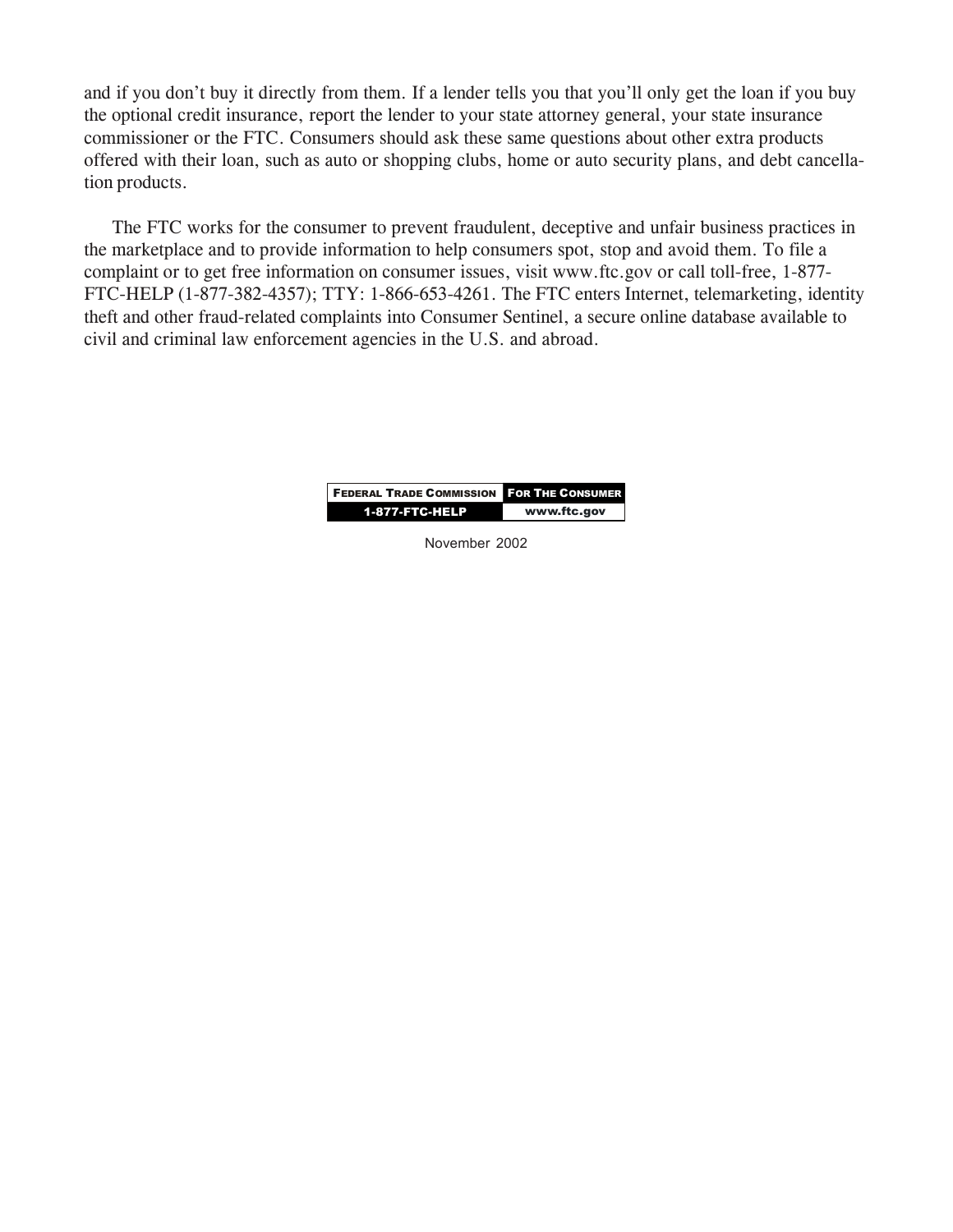and if you don't buy it directly from them. If a lender tells you that you'll only get the loan if you buy the optional credit insurance, report the lender to your state attorney general, your state insurance commissioner or the FTC. Consumers should ask these same questions about other extra products offered with their loan, such as auto or shopping clubs, home or auto security plans, and debt cancellation products.

The FTC works for the consumer to prevent fraudulent, deceptive and unfair business practices in the marketplace and to provide information to help consumers spot, stop and avoid them. To file a complaint or to get free information on consumer issues, visit www.ftc.gov or call toll-free, 1-877-FTC-HELP (1-877-382-4357); TTY: 1-866-653-4261. The FTC enters Internet, telemarketing, identity theft and other fraud-related complaints into Consumer Sentinel, a secure online database available to civil and criminal law enforcement agencies in the U.S. and abroad.

| | |
|---|---|
| FEDERAL TRADE COMMISSION | FOR THE CONSUMER |
| 1-877-FTC-HELP | www.ftc.gov |

November 2002